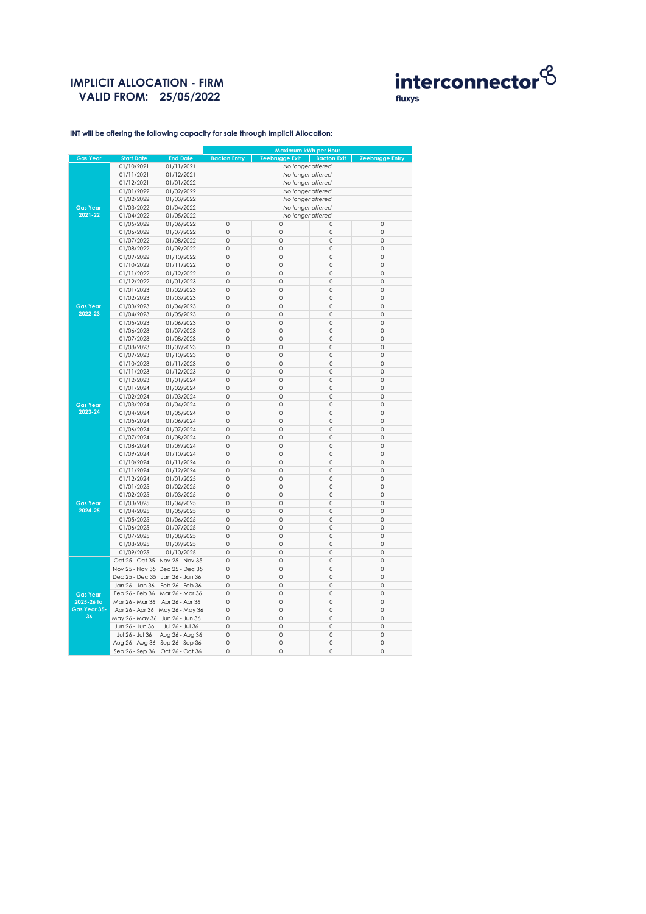# IMPLICIT ALLOCATION - FIRM
# VALID FROM: 25/05/2022

interconnector fluxys

**INT will be offering the following capacity for sale through Implicit Allocation:**

| Gas Year | Start Date | End Date | Maximum kWh per Hour | | | |
|---|---|---|---|---|---|---|
| | | | Bacton Entry | Zeebrugge Exit | Bacton Exit | Zeebrugge Entry |
| Gas Year 2021-22 | 01/10/2021 | 01/11/2021 | *No longer offered* | | | |
| | 01/11/2021 | 01/12/2021 | *No longer offered* | | | |
| | 01/12/2021 | 01/01/2022 | *No longer offered* | | | |
| | 01/01/2022 | 01/02/2022 | *No longer offered* | | | |
| | 01/02/2022 | 01/03/2022 | *No longer offered* | | | |
| | 01/03/2022 | 01/04/2022 | *No longer offered* | | | |
| | 01/04/2022 | 01/05/2022 | *No longer offered* | | | |
| | 01/05/2022 | 01/06/2022 | 0 | 0 | 0 | 0 |
| | 01/06/2022 | 01/07/2022 | 0 | 0 | 0 | 0 |
| | 01/07/2022 | 01/08/2022 | 0 | 0 | 0 | 0 |
| | 01/08/2022 | 01/09/2022 | 0 | 0 | 0 | 0 |
| | 01/09/2022 | 01/10/2022 | 0 | 0 | 0 | 0 |
| Gas Year 2022-23 | 01/10/2022 | 01/11/2022 | 0 | 0 | 0 | 0 |
| | 01/11/2022 | 01/12/2022 | 0 | 0 | 0 | 0 |
| | 01/12/2022 | 01/01/2023 | 0 | 0 | 0 | 0 |
| | 01/01/2023 | 01/02/2023 | 0 | 0 | 0 | 0 |
| | 01/02/2023 | 01/03/2023 | 0 | 0 | 0 | 0 |
| | 01/03/2023 | 01/04/2023 | 0 | 0 | 0 | 0 |
| | 01/04/2023 | 01/05/2023 | 0 | 0 | 0 | 0 |
| | 01/05/2023 | 01/06/2023 | 0 | 0 | 0 | 0 |
| | 01/06/2023 | 01/07/2023 | 0 | 0 | 0 | 0 |
| | 01/07/2023 | 01/08/2023 | 0 | 0 | 0 | 0 |
| | 01/08/2023 | 01/09/2023 | 0 | 0 | 0 | 0 |
| | 01/09/2023 | 01/10/2023 | 0 | 0 | 0 | 0 |
| Gas Year 2023-24 | 01/10/2023 | 01/11/2023 | 0 | 0 | 0 | 0 |
| | 01/11/2023 | 01/12/2023 | 0 | 0 | 0 | 0 |
| | 01/12/2023 | 01/01/2024 | 0 | 0 | 0 | 0 |
| | 01/01/2024 | 01/02/2024 | 0 | 0 | 0 | 0 |
| | 01/02/2024 | 01/03/2024 | 0 | 0 | 0 | 0 |
| | 01/03/2024 | 01/04/2024 | 0 | 0 | 0 | 0 |
| | 01/04/2024 | 01/05/2024 | 0 | 0 | 0 | 0 |
| | 01/05/2024 | 01/06/2024 | 0 | 0 | 0 | 0 |
| | 01/06/2024 | 01/07/2024 | 0 | 0 | 0 | 0 |
| | 01/07/2024 | 01/08/2024 | 0 | 0 | 0 | 0 |
| | 01/08/2024 | 01/09/2024 | 0 | 0 | 0 | 0 |
| | 01/09/2024 | 01/10/2024 | 0 | 0 | 0 | 0 |
| Gas Year 2024-25 | 01/10/2024 | 01/11/2024 | 0 | 0 | 0 | 0 |
| | 01/11/2024 | 01/12/2024 | 0 | 0 | 0 | 0 |
| | 01/12/2024 | 01/01/2025 | 0 | 0 | 0 | 0 |
| | 01/01/2025 | 01/02/2025 | 0 | 0 | 0 | 0 |
| | 01/02/2025 | 01/03/2025 | 0 | 0 | 0 | 0 |
| | 01/03/2025 | 01/04/2025 | 0 | 0 | 0 | 0 |
| | 01/04/2025 | 01/05/2025 | 0 | 0 | 0 | 0 |
| | 01/05/2025 | 01/06/2025 | 0 | 0 | 0 | 0 |
| | 01/06/2025 | 01/07/2025 | 0 | 0 | 0 | 0 |
| | 01/07/2025 | 01/08/2025 | 0 | 0 | 0 | 0 |
| | 01/08/2025 | 01/09/2025 | 0 | 0 | 0 | 0 |
| | 01/09/2025 | 01/10/2025 | 0 | 0 | 0 | 0 |
| Gas Year 2025-26 to Gas Year 35-36 | Oct 25 - Oct 35 | Nov 25 - Nov 35 | 0 | 0 | 0 | 0 |
| | Nov 25 - Nov 35 | Dec 25 - Dec 35 | 0 | 0 | 0 | 0 |
| | Dec 25 - Dec 35 | Jan 26 - Jan 36 | 0 | 0 | 0 | 0 |
| | Jan 26 - Jan 36 | Feb 26 - Feb 36 | 0 | 0 | 0 | 0 |
| | Feb 26 - Feb 36 | Mar 26 - Mar 36 | 0 | 0 | 0 | 0 |
| | Mar 26 - Mar 36 | Apr 26 - Apr 36 | 0 | 0 | 0 | 0 |
| | Apr 26 - Apr 36 | May 26 - May 36 | 0 | 0 | 0 | 0 |
| | May 26 - May 36 | Jun 26 - Jun 36 | 0 | 0 | 0 | 0 |
| | Jun 26 - Jun 36 | Jul 26 - Jul 36 | 0 | 0 | 0 | 0 |
| | Jul 26 - Jul 36 | Aug 26 - Aug 36 | 0 | 0 | 0 | 0 |
| | Aug 26 - Aug 36 | Sep 26 - Sep 36 | 0 | 0 | 0 | 0 |
| | Sep 26 - Sep 36 | Oct 26 - Oct 36 | 0 | 0 | 0 | 0 |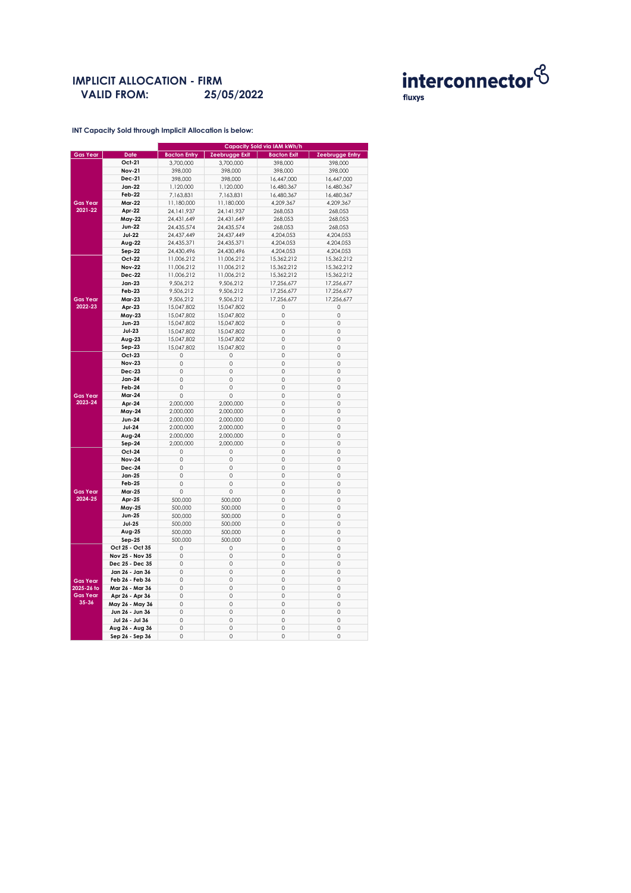# IMPLICIT ALLOCATION - FIRM
## VALID FROM: 25/05/2022

interconnector
fluxys

**INT Capacity Sold through Implicit Allocation is below:**

| | | Capacity Sold via IAM kWh/h | | | |
|---|---|---|---|---|---|
| **Gas Year** | **Date** | **Bacton Entry** | **Zeebrugge Exit** | **Bacton Exit** | **Zeebrugge Entry** |
| Gas Year 2021-22 | Oct-21 | 3,700,000 | 3,700,000 | 398,000 | 398,000 |
| | Nov-21 | 398,000 | 398,000 | 398,000 | 398,000 |
| | Dec-21 | 398,000 | 398,000 | 16,447,000 | 16,447,000 |
| | Jan-22 | 1,120,000 | 1,120,000 | 16,480,367 | 16,480,367 |
| | Feb-22 | 7,163,831 | 7,163,831 | 16,480,367 | 16,480,367 |
| | Mar-22 | 11,180,000 | 11,180,000 | 4,209,367 | 4,209,367 |
| | Apr-22 | 24,141,937 | 24,141,937 | 268,053 | 268,053 |
| | May-22 | 24,431,649 | 24,431,649 | 268,053 | 268,053 |
| | Jun-22 | 24,435,574 | 24,435,574 | 268,053 | 268,053 |
| | Jul-22 | 24,437,449 | 24,437,449 | 4,204,053 | 4,204,053 |
| | Aug-22 | 24,435,371 | 24,435,371 | 4,204,053 | 4,204,053 |
| | Sep-22 | 24,430,496 | 24,430,496 | 4,204,053 | 4,204,053 |
| Gas Year 2022-23 | Oct-22 | 11,006,212 | 11,006,212 | 15,362,212 | 15,362,212 |
| | Nov-22 | 11,006,212 | 11,006,212 | 15,362,212 | 15,362,212 |
| | Dec-22 | 11,006,212 | 11,006,212 | 15,362,212 | 15,362,212 |
| | Jan-23 | 9,506,212 | 9,506,212 | 17,256,677 | 17,256,677 |
| | Feb-23 | 9,506,212 | 9,506,212 | 17,256,677 | 17,256,677 |
| | Mar-23 | 9,506,212 | 9,506,212 | 17,256,677 | 17,256,677 |
| | Apr-23 | 15,047,802 | 15,047,802 | 0 | 0 |
| | May-23 | 15,047,802 | 15,047,802 | 0 | 0 |
| | Jun-23 | 15,047,802 | 15,047,802 | 0 | 0 |
| | Jul-23 | 15,047,802 | 15,047,802 | 0 | 0 |
| | Aug-23 | 15,047,802 | 15,047,802 | 0 | 0 |
| | Sep-23 | 15,047,802 | 15,047,802 | 0 | 0 |
| Gas Year 2023-24 | Oct-23 | 0 | 0 | 0 | 0 |
| | Nov-23 | 0 | 0 | 0 | 0 |
| | Dec-23 | 0 | 0 | 0 | 0 |
| | Jan-24 | 0 | 0 | 0 | 0 |
| | Feb-24 | 0 | 0 | 0 | 0 |
| | Mar-24 | 0 | 0 | 0 | 0 |
| | Apr-24 | 2,000,000 | 2,000,000 | 0 | 0 |
| | May-24 | 2,000,000 | 2,000,000 | 0 | 0 |
| | Jun-24 | 2,000,000 | 2,000,000 | 0 | 0 |
| | Jul-24 | 2,000,000 | 2,000,000 | 0 | 0 |
| | Aug-24 | 2,000,000 | 2,000,000 | 0 | 0 |
| | Sep-24 | 2,000,000 | 2,000,000 | 0 | 0 |
| Gas Year 2024-25 | Oct-24 | 0 | 0 | 0 | 0 |
| | Nov-24 | 0 | 0 | 0 | 0 |
| | Dec-24 | 0 | 0 | 0 | 0 |
| | Jan-25 | 0 | 0 | 0 | 0 |
| | Feb-25 | 0 | 0 | 0 | 0 |
| | Mar-25 | 0 | 0 | 0 | 0 |
| | Apr-25 | 500,000 | 500,000 | 0 | 0 |
| | May-25 | 500,000 | 500,000 | 0 | 0 |
| | Jun-25 | 500,000 | 500,000 | 0 | 0 |
| | Jul-25 | 500,000 | 500,000 | 0 | 0 |
| | Aug-25 | 500,000 | 500,000 | 0 | 0 |
| | Sep-25 | 500,000 | 500,000 | 0 | 0 |
| Gas Year 2025-26 to Gas Year 35-36 | Oct 25 - Oct 35 | 0 | 0 | 0 | 0 |
| | Nov 25 - Nov 35 | 0 | 0 | 0 | 0 |
| | Dec 25 - Dec 35 | 0 | 0 | 0 | 0 |
| | Jan 26 - Jan 36 | 0 | 0 | 0 | 0 |
| | Feb 26 - Feb 36 | 0 | 0 | 0 | 0 |
| | Mar 26 - Mar 36 | 0 | 0 | 0 | 0 |
| | Apr 26 - Apr 36 | 0 | 0 | 0 | 0 |
| | May 26 - May 36 | 0 | 0 | 0 | 0 |
| | Jun 26 - Jun 36 | 0 | 0 | 0 | 0 |
| | Jul 26 - Jul 36 | 0 | 0 | 0 | 0 |
| | Aug 26 - Aug 36 | 0 | 0 | 0 | 0 |
| | Sep 26 - Sep 36 | 0 | 0 | 0 | 0 |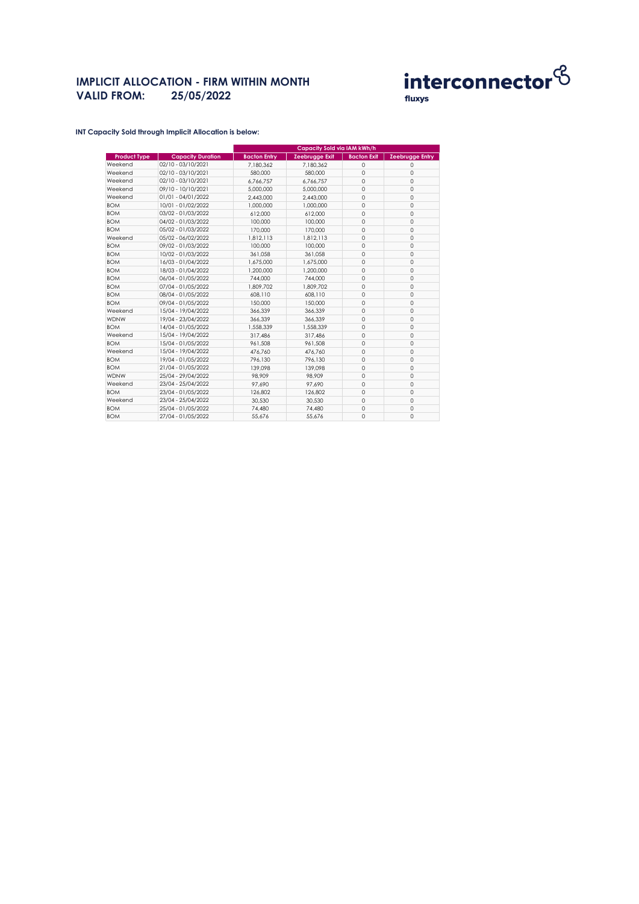# IMPLICIT ALLOCATION - FIRM WITHIN MONTH
# VALID FROM: 25/05/2022

interconnector fluxys

**INT Capacity Sold through Implicit Allocation is below:**

| | | Capacity Sold via IAM kWh/h | | | |
|---|---|---|---|---|---|
| **Product Type** | **Capacity Duration** | **Bacton Entry** | **Zeebrugge Exit** | **Bacton Exit** | **Zeebrugge Entry** |
| Weekend | 02/10 - 03/10/2021 | 7,180,362 | 7,180,362 | 0 | 0 |
| Weekend | 02/10 - 03/10/2021 | 580,000 | 580,000 | 0 | 0 |
| Weekend | 02/10 - 03/10/2021 | 6,766,757 | 6,766,757 | 0 | 0 |
| Weekend | 09/10 - 10/10/2021 | 5,000,000 | 5,000,000 | 0 | 0 |
| Weekend | 01/01 - 04/01/2022 | 2,443,000 | 2,443,000 | 0 | 0 |
| BOM | 10/01 - 01/02/2022 | 1,000,000 | 1,000,000 | 0 | 0 |
| BOM | 03/02 - 01/03/2022 | 612,000 | 612,000 | 0 | 0 |
| BOM | 04/02 - 01/03/2022 | 100,000 | 100,000 | 0 | 0 |
| BOM | 05/02 - 01/03/2022 | 170,000 | 170,000 | 0 | 0 |
| Weekend | 05/02 - 06/02/2022 | 1,812,113 | 1,812,113 | 0 | 0 |
| BOM | 09/02 - 01/03/2022 | 100,000 | 100,000 | 0 | 0 |
| BOM | 10/02 - 01/03/2022 | 361,058 | 361,058 | 0 | 0 |
| BOM | 16/03 - 01/04/2022 | 1,675,000 | 1,675,000 | 0 | 0 |
| BOM | 18/03 - 01/04/2022 | 1,200,000 | 1,200,000 | 0 | 0 |
| BOM | 06/04 - 01/05/2022 | 744,000 | 744,000 | 0 | 0 |
| BOM | 07/04 - 01/05/2022 | 1,809,702 | 1,809,702 | 0 | 0 |
| BOM | 08/04 - 01/05/2022 | 608,110 | 608,110 | 0 | 0 |
| BOM | 09/04 - 01/05/2022 | 150,000 | 150,000 | 0 | 0 |
| Weekend | 15/04 - 19/04/2022 | 366,339 | 366,339 | 0 | 0 |
| WDNW | 19/04 - 23/04/2022 | 366,339 | 366,339 | 0 | 0 |
| BOM | 14/04 - 01/05/2022 | 1,558,339 | 1,558,339 | 0 | 0 |
| Weekend | 15/04 - 19/04/2022 | 317,486 | 317,486 | 0 | 0 |
| BOM | 15/04 - 01/05/2022 | 961,508 | 961,508 | 0 | 0 |
| Weekend | 15/04 - 19/04/2022 | 476,760 | 476,760 | 0 | 0 |
| BOM | 19/04 - 01/05/2022 | 796,130 | 796,130 | 0 | 0 |
| BOM | 21/04 - 01/05/2022 | 139,098 | 139,098 | 0 | 0 |
| WDNW | 25/04 - 29/04/2022 | 98,909 | 98,909 | 0 | 0 |
| Weekend | 23/04 - 25/04/2022 | 97,690 | 97,690 | 0 | 0 |
| BOM | 23/04 - 01/05/2022 | 126,802 | 126,802 | 0 | 0 |
| Weekend | 23/04 - 25/04/2022 | 30,530 | 30,530 | 0 | 0 |
| BOM | 25/04 - 01/05/2022 | 74,480 | 74,480 | 0 | 0 |
| BOM | 27/04 - 01/05/2022 | 55,676 | 55,676 | 0 | 0 |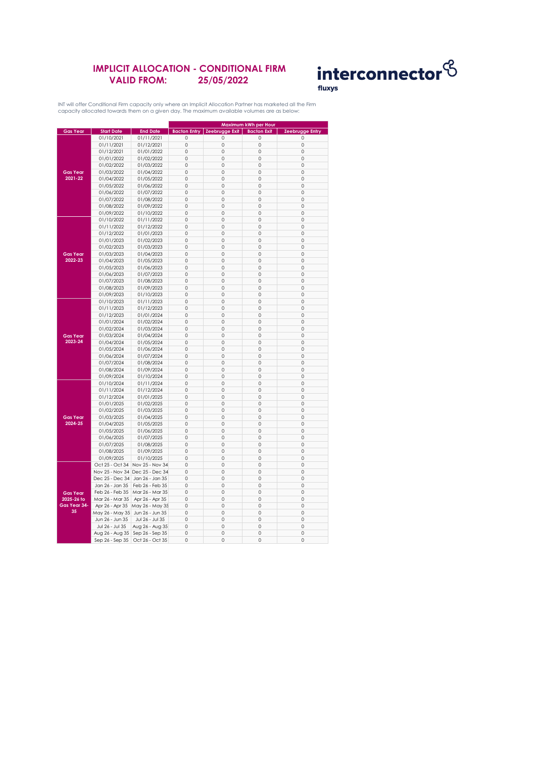# IMPLICIT ALLOCATION - CONDITIONAL FIRM
## VALID FROM: 25/05/2022

interconnector fluxys

INT will offer Conditional Firm capacity only where an Implicit Allocation Partner has marketed all the Firm capacity allocated towards them on a given day. The maximum available volumes are as below:

| | | | Maximum kWh per Hour | | | |
|---|---|---|---|---|---|---|
| **Gas Year** | **Start Date** | **End Date** | **Bacton Entry** | **Zeebrugge Exit** | **Bacton Exit** | **Zeebrugge Entry** |
| Gas Year 2021-22 | 01/10/2021 | 01/11/2021 | 0 | 0 | 0 | 0 |
| | 01/11/2021 | 01/12/2021 | 0 | 0 | 0 | 0 |
| | 01/12/2021 | 01/01/2022 | 0 | 0 | 0 | 0 |
| | 01/01/2022 | 01/02/2022 | 0 | 0 | 0 | 0 |
| | 01/02/2022 | 01/03/2022 | 0 | 0 | 0 | 0 |
| | 01/03/2022 | 01/04/2022 | 0 | 0 | 0 | 0 |
| | 01/04/2022 | 01/05/2022 | 0 | 0 | 0 | 0 |
| | 01/05/2022 | 01/06/2022 | 0 | 0 | 0 | 0 |
| | 01/06/2022 | 01/07/2022 | 0 | 0 | 0 | 0 |
| | 01/07/2022 | 01/08/2022 | 0 | 0 | 0 | 0 |
| | 01/08/2022 | 01/09/2022 | 0 | 0 | 0 | 0 |
| | 01/09/2022 | 01/10/2022 | 0 | 0 | 0 | 0 |
| Gas Year 2022-23 | 01/10/2022 | 01/11/2022 | 0 | 0 | 0 | 0 |
| | 01/11/2022 | 01/12/2022 | 0 | 0 | 0 | 0 |
| | 01/12/2022 | 01/01/2023 | 0 | 0 | 0 | 0 |
| | 01/01/2023 | 01/02/2023 | 0 | 0 | 0 | 0 |
| | 01/02/2023 | 01/03/2023 | 0 | 0 | 0 | 0 |
| | 01/03/2023 | 01/04/2023 | 0 | 0 | 0 | 0 |
| | 01/04/2023 | 01/05/2023 | 0 | 0 | 0 | 0 |
| | 01/05/2023 | 01/06/2023 | 0 | 0 | 0 | 0 |
| | 01/06/2023 | 01/07/2023 | 0 | 0 | 0 | 0 |
| | 01/07/2023 | 01/08/2023 | 0 | 0 | 0 | 0 |
| | 01/08/2023 | 01/09/2023 | 0 | 0 | 0 | 0 |
| | 01/09/2023 | 01/10/2023 | 0 | 0 | 0 | 0 |
| Gas Year 2023-24 | 01/10/2023 | 01/11/2023 | 0 | 0 | 0 | 0 |
| | 01/11/2023 | 01/12/2023 | 0 | 0 | 0 | 0 |
| | 01/12/2023 | 01/01/2024 | 0 | 0 | 0 | 0 |
| | 01/01/2024 | 01/02/2024 | 0 | 0 | 0 | 0 |
| | 01/02/2024 | 01/03/2024 | 0 | 0 | 0 | 0 |
| | 01/03/2024 | 01/04/2024 | 0 | 0 | 0 | 0 |
| | 01/04/2024 | 01/05/2024 | 0 | 0 | 0 | 0 |
| | 01/05/2024 | 01/06/2024 | 0 | 0 | 0 | 0 |
| | 01/06/2024 | 01/07/2024 | 0 | 0 | 0 | 0 |
| | 01/07/2024 | 01/08/2024 | 0 | 0 | 0 | 0 |
| | 01/08/2024 | 01/09/2024 | 0 | 0 | 0 | 0 |
| | 01/09/2024 | 01/10/2024 | 0 | 0 | 0 | 0 |
| Gas Year 2024-25 | 01/10/2024 | 01/11/2024 | 0 | 0 | 0 | 0 |
| | 01/11/2024 | 01/12/2024 | 0 | 0 | 0 | 0 |
| | 01/12/2024 | 01/01/2025 | 0 | 0 | 0 | 0 |
| | 01/01/2025 | 01/02/2025 | 0 | 0 | 0 | 0 |
| | 01/02/2025 | 01/03/2025 | 0 | 0 | 0 | 0 |
| | 01/03/2025 | 01/04/2025 | 0 | 0 | 0 | 0 |
| | 01/04/2025 | 01/05/2025 | 0 | 0 | 0 | 0 |
| | 01/05/2025 | 01/06/2025 | 0 | 0 | 0 | 0 |
| | 01/06/2025 | 01/07/2025 | 0 | 0 | 0 | 0 |
| | 01/07/2025 | 01/08/2025 | 0 | 0 | 0 | 0 |
| | 01/08/2025 | 01/09/2025 | 0 | 0 | 0 | 0 |
| | 01/09/2025 | 01/10/2025 | 0 | 0 | 0 | 0 |
| Gas Year 2025-26 to Gas Year 34-35 | Oct 25 - Oct 34 | Nov 25 - Nov 34 | 0 | 0 | 0 | 0 |
| | Nov 25 - Nov 34 | Dec 25 - Dec 34 | 0 | 0 | 0 | 0 |
| | Dec 25 - Dec 34 | Jan 26 - Jan 35 | 0 | 0 | 0 | 0 |
| | Jan 26 - Jan 35 | Feb 26 - Feb 35 | 0 | 0 | 0 | 0 |
| | Feb 26 - Feb 35 | Mar 26 - Mar 35 | 0 | 0 | 0 | 0 |
| | Mar 26 - Mar 35 | Apr 26 - Apr 35 | 0 | 0 | 0 | 0 |
| | Apr 26 - Apr 35 | May 26 - May 35 | 0 | 0 | 0 | 0 |
| | May 26 - May 35 | Jun 26 - Jun 35 | 0 | 0 | 0 | 0 |
| | Jun 26 - Jun 35 | Jul 26 - Jul 35 | 0 | 0 | 0 | 0 |
| | Jul 26 - Jul 35 | Aug 26 - Aug 35 | 0 | 0 | 0 | 0 |
| | Aug 26 - Aug 35 | Sep 26 - Sep 35 | 0 | 0 | 0 | 0 |
| | Sep 26 - Sep 35 | Oct 26 - Oct 35 | 0 | 0 | 0 | 0 |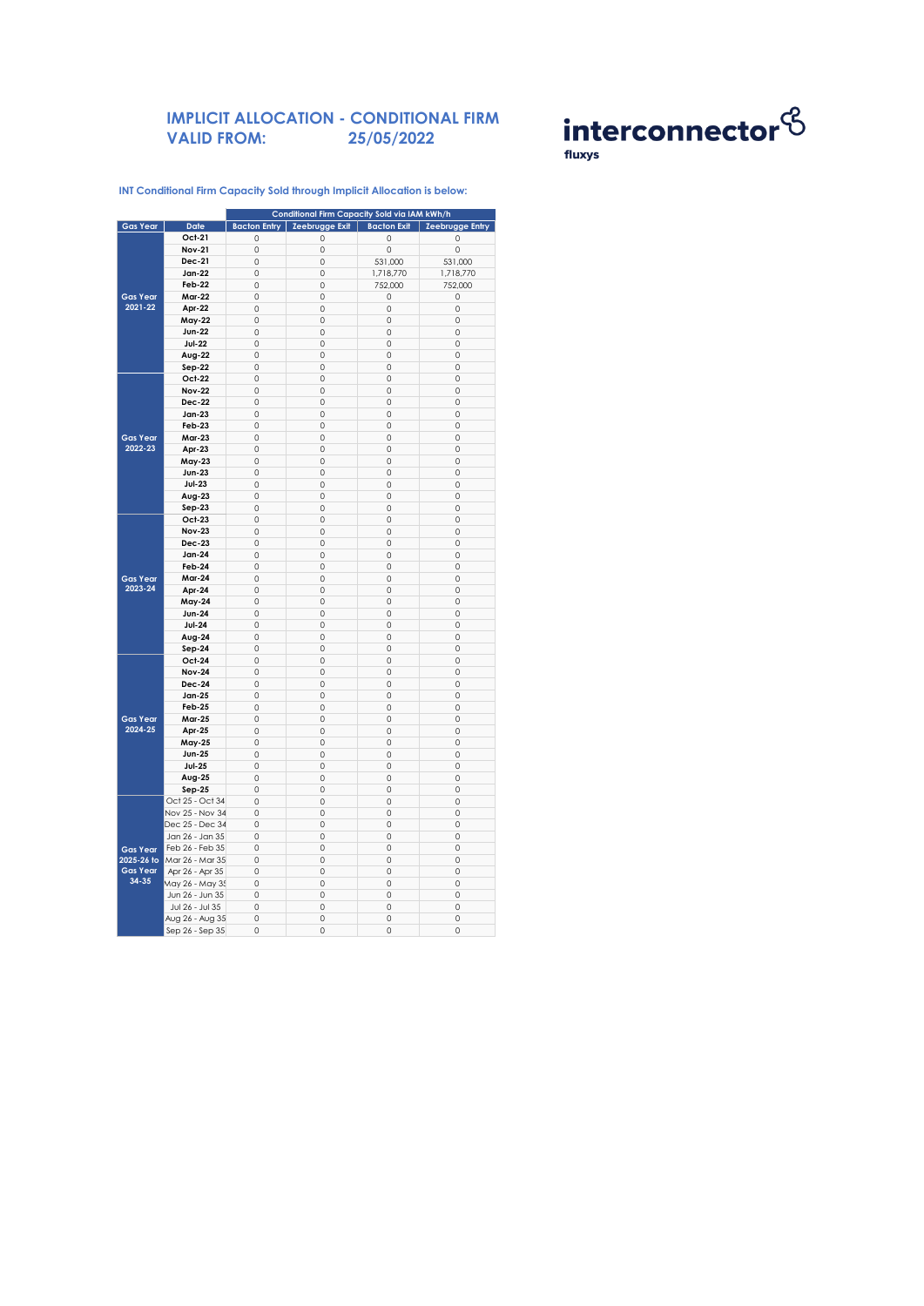# IMPLICIT ALLOCATION - CONDITIONAL FIRM

**VALID FROM: 25/05/2022**

interconnector fluxys

INT Conditional Firm Capacity Sold through Implicit Allocation is below:

| | | Conditional Firm Capacity Sold via IAM kWh/h | | | |
|---|---|---|---|---|---|
| Gas Year | Date | Bacton Entry | Zeebrugge Exit | Bacton Exit | Zeebrugge Entry |
| Gas Year 2021-22 | Oct-21 | 0 | 0 | 0 | 0 |
| | Nov-21 | 0 | 0 | 0 | 0 |
| | Dec-21 | 0 | 0 | 531,000 | 531,000 |
| | Jan-22 | 0 | 0 | 1,718,770 | 1,718,770 |
| | Feb-22 | 0 | 0 | 752,000 | 752,000 |
| | Mar-22 | 0 | 0 | 0 | 0 |
| | Apr-22 | 0 | 0 | 0 | 0 |
| | May-22 | 0 | 0 | 0 | 0 |
| | Jun-22 | 0 | 0 | 0 | 0 |
| | Jul-22 | 0 | 0 | 0 | 0 |
| | Aug-22 | 0 | 0 | 0 | 0 |
| | Sep-22 | 0 | 0 | 0 | 0 |
| Gas Year 2022-23 | Oct-22 | 0 | 0 | 0 | 0 |
| | Nov-22 | 0 | 0 | 0 | 0 |
| | Dec-22 | 0 | 0 | 0 | 0 |
| | Jan-23 | 0 | 0 | 0 | 0 |
| | Feb-23 | 0 | 0 | 0 | 0 |
| | Mar-23 | 0 | 0 | 0 | 0 |
| | Apr-23 | 0 | 0 | 0 | 0 |
| | May-23 | 0 | 0 | 0 | 0 |
| | Jun-23 | 0 | 0 | 0 | 0 |
| | Jul-23 | 0 | 0 | 0 | 0 |
| | Aug-23 | 0 | 0 | 0 | 0 |
| | Sep-23 | 0 | 0 | 0 | 0 |
| Gas Year 2023-24 | Oct-23 | 0 | 0 | 0 | 0 |
| | Nov-23 | 0 | 0 | 0 | 0 |
| | Dec-23 | 0 | 0 | 0 | 0 |
| | Jan-24 | 0 | 0 | 0 | 0 |
| | Feb-24 | 0 | 0 | 0 | 0 |
| | Mar-24 | 0 | 0 | 0 | 0 |
| | Apr-24 | 0 | 0 | 0 | 0 |
| | May-24 | 0 | 0 | 0 | 0 |
| | Jun-24 | 0 | 0 | 0 | 0 |
| | Jul-24 | 0 | 0 | 0 | 0 |
| | Aug-24 | 0 | 0 | 0 | 0 |
| | Sep-24 | 0 | 0 | 0 | 0 |
| Gas Year 2024-25 | Oct-24 | 0 | 0 | 0 | 0 |
| | Nov-24 | 0 | 0 | 0 | 0 |
| | Dec-24 | 0 | 0 | 0 | 0 |
| | Jan-25 | 0 | 0 | 0 | 0 |
| | Feb-25 | 0 | 0 | 0 | 0 |
| | Mar-25 | 0 | 0 | 0 | 0 |
| | Apr-25 | 0 | 0 | 0 | 0 |
| | May-25 | 0 | 0 | 0 | 0 |
| | Jun-25 | 0 | 0 | 0 | 0 |
| | Jul-25 | 0 | 0 | 0 | 0 |
| | Aug-25 | 0 | 0 | 0 | 0 |
| | Sep-25 | 0 | 0 | 0 | 0 |
| Gas Year 2025-26 to Gas Year 34-35 | Oct 25 - Oct 34 | 0 | 0 | 0 | 0 |
| | Nov 25 - Nov 34 | 0 | 0 | 0 | 0 |
| | Dec 25 - Dec 34 | 0 | 0 | 0 | 0 |
| | Jan 26 - Jan 35 | 0 | 0 | 0 | 0 |
| | Feb 26 - Feb 35 | 0 | 0 | 0 | 0 |
| | Mar 26 - Mar 35 | 0 | 0 | 0 | 0 |
| | Apr 26 - Apr 35 | 0 | 0 | 0 | 0 |
| | May 26 - May 35 | 0 | 0 | 0 | 0 |
| | Jun 26 - Jun 35 | 0 | 0 | 0 | 0 |
| | Jul 26 - Jul 35 | 0 | 0 | 0 | 0 |
| | Aug 26 - Aug 35 | 0 | 0 | 0 | 0 |
| | Sep 26 - Sep 35 | 0 | 0 | 0 | 0 |